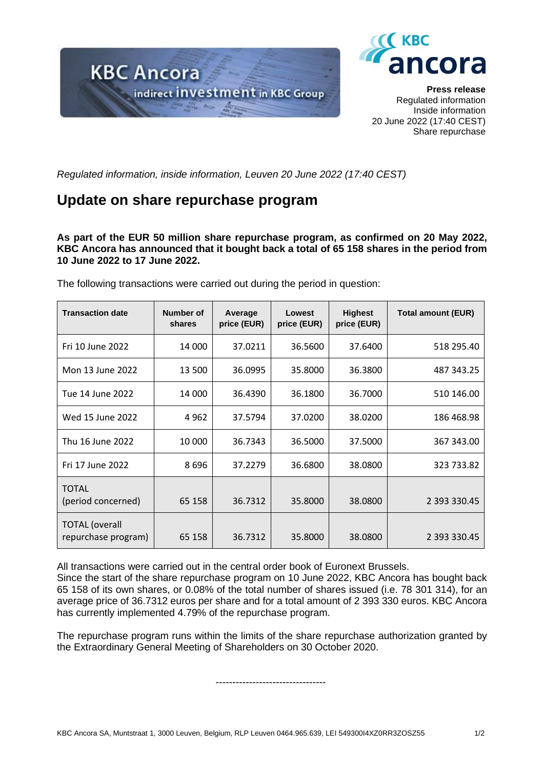**Press release**
Regulated information
Inside information
20 June 2022 (17:40 CEST)
Share repurchase

*Regulated information, inside information, Leuven 20 June 2022 (17:40 CEST)*

# Update on share repurchase program

**As part of the EUR 50 million share repurchase program, as confirmed on 20 May 2022, KBC Ancora has announced that it bought back a total of 65 158 shares in the period from 10 June 2022 to 17 June 2022.**

The following transactions were carried out during the period in question:

| Transaction date | Number of shares | Average price (EUR) | Lowest price (EUR) | Highest price (EUR) | Total amount (EUR) |
|---|---|---|---|---|---|
| Fri 10 June 2022 | 14 000 | 37.0211 | 36.5600 | 37.6400 | 518 295.40 |
| Mon 13 June 2022 | 13 500 | 36.0995 | 35.8000 | 36.3800 | 487 343.25 |
| Tue 14 June 2022 | 14 000 | 36.4390 | 36.1800 | 36.7000 | 510 146.00 |
| Wed 15 June 2022 | 4 962 | 37.5794 | 37.0200 | 38.0200 | 186 468.98 |
| Thu 16 June 2022 | 10 000 | 36.7343 | 36.5000 | 37.5000 | 367 343.00 |
| Fri 17 June 2022 | 8 696 | 37.2279 | 36.6800 | 38.0800 | 323 733.82 |
| TOTAL (period concerned) | 65 158 | 36.7312 | 35.8000 | 38.0800 | 2 393 330.45 |
| TOTAL (overall repurchase program) | 65 158 | 36.7312 | 35.8000 | 38.0800 | 2 393 330.45 |

All transactions were carried out in the central order book of Euronext Brussels.
Since the start of the share repurchase program on 10 June 2022, KBC Ancora has bought back 65 158 of its own shares, or 0.08% of the total number of shares issued (i.e. 78 301 314), for an average price of 36.7312 euros per share and for a total amount of 2 393 330 euros. KBC Ancora has currently implemented 4.79% of the repurchase program.

The repurchase program runs within the limits of the share repurchase authorization granted by the Extraordinary General Meeting of Shareholders on 30 October 2020.

---------------------------------

KBC Ancora SA, Muntstraat 1, 3000 Leuven, Belgium, RLP Leuven 0464.965.639, LEI 549300I4XZ0RR3ZOSZ55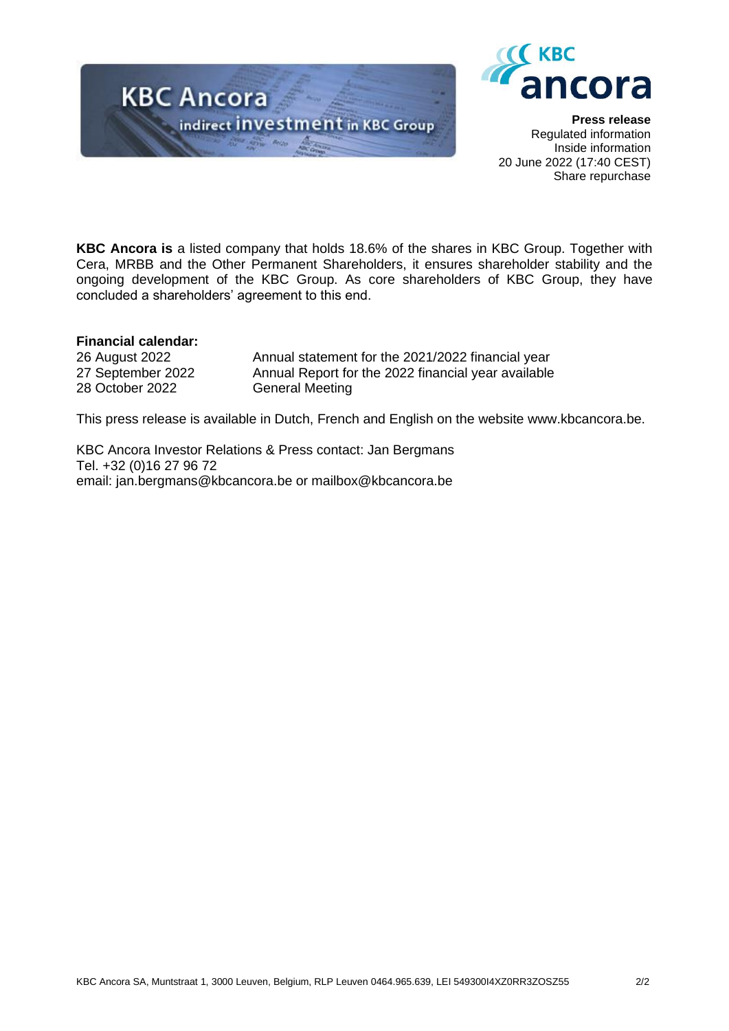Press release
Regulated information
Inside information
20 June 2022 (17:40 CEST)
Share repurchase

**KBC Ancora is** a listed company that holds 18.6% of the shares in KBC Group. Together with Cera, MRBB and the Other Permanent Shareholders, it ensures shareholder stability and the ongoing development of the KBC Group. As core shareholders of KBC Group, they have concluded a shareholders' agreement to this end.

**Financial calendar:**

| | |
|---|---|
| 26 August 2022 | Annual statement for the 2021/2022 financial year |
| 27 September 2022 | Annual Report for the 2022 financial year available |
| 28 October 2022 | General Meeting |

This press release is available in Dutch, French and English on the website www.kbcancora.be.

KBC Ancora Investor Relations & Press contact: Jan Bergmans
Tel. +32 (0)16 27 96 72
email: jan.bergmans@kbcancora.be or mailbox@kbcancora.be

KBC Ancora SA, Muntstraat 1, 3000 Leuven, Belgium, RLP Leuven 0464.965.639, LEI 549300I4XZ0RR3ZOSZ55